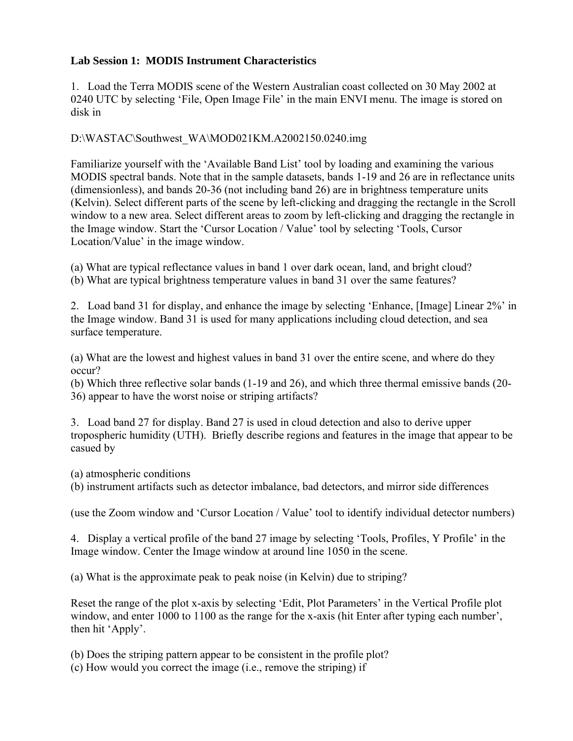**Lab Session 1: MODIS Instrument Characteristics**

1. Load the Terra MODIS scene of the Western Australian coast collected on 30 May 2002 at 0240 UTC by selecting 'File, Open Image File' in the main ENVI menu. The image is stored on disk in

D:\WASTAC\Southwest_WA\MOD021KM.A2002150.0240.img

Familiarize yourself with the 'Available Band List' tool by loading and examining the various MODIS spectral bands. Note that in the sample datasets, bands 1-19 and 26 are in reflectance units (dimensionless), and bands 20-36 (not including band 26) are in brightness temperature units (Kelvin). Select different parts of the scene by left-clicking and dragging the rectangle in the Scroll window to a new area. Select different areas to zoom by left-clicking and dragging the rectangle in the Image window. Start the 'Cursor Location / Value' tool by selecting 'Tools, Cursor Location/Value' in the image window.

(a) What are typical reflectance values in band 1 over dark ocean, land, and bright cloud?
(b) What are typical brightness temperature values in band 31 over the same features?

2. Load band 31 for display, and enhance the image by selecting 'Enhance, [Image] Linear 2%' in the Image window. Band 31 is used for many applications including cloud detection, and sea surface temperature.

(a) What are the lowest and highest values in band 31 over the entire scene, and where do they occur?
(b) Which three reflective solar bands (1-19 and 26), and which three thermal emissive bands (20-36) appear to have the worst noise or striping artifacts?

3. Load band 27 for display. Band 27 is used in cloud detection and also to derive upper tropospheric humidity (UTH). Briefly describe regions and features in the image that appear to be casued by

(a) atmospheric conditions
(b) instrument artifacts such as detector imbalance, bad detectors, and mirror side differences

(use the Zoom window and 'Cursor Location / Value' tool to identify individual detector numbers)

4. Display a vertical profile of the band 27 image by selecting 'Tools, Profiles, Y Profile' in the Image window. Center the Image window at around line 1050 in the scene.

(a) What is the approximate peak to peak noise (in Kelvin) due to striping?

Reset the range of the plot x-axis by selecting 'Edit, Plot Parameters' in the Vertical Profile plot window, and enter 1000 to 1100 as the range for the x-axis (hit Enter after typing each number', then hit 'Apply'.

(b) Does the striping pattern appear to be consistent in the profile plot?
(c) How would you correct the image (i.e., remove the striping) if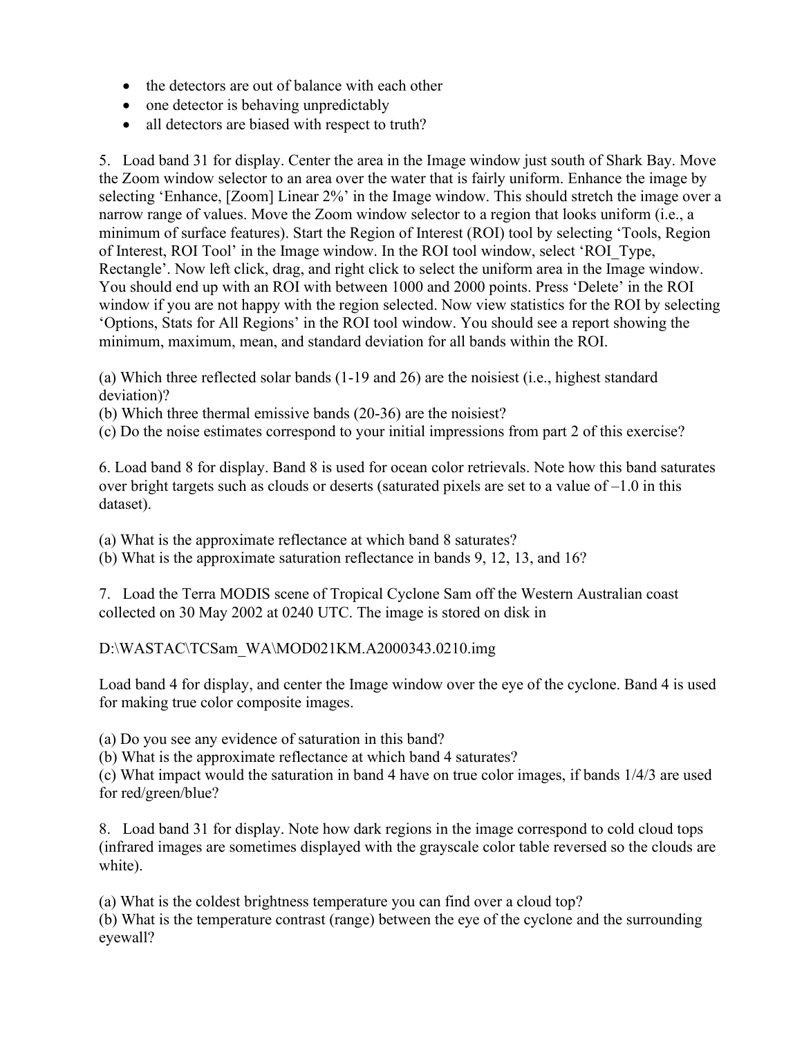- the detectors are out of balance with each other
- one detector is behaving unpredictably
- all detectors are biased with respect to truth?

5. Load band 31 for display. Center the area in the Image window just south of Shark Bay. Move the Zoom window selector to an area over the water that is fairly uniform. Enhance the image by selecting 'Enhance, [Zoom] Linear 2%' in the Image window. This should stretch the image over a narrow range of values. Move the Zoom window selector to a region that looks uniform (i.e., a minimum of surface features). Start the Region of Interest (ROI) tool by selecting 'Tools, Region of Interest, ROI Tool' in the Image window. In the ROI tool window, select 'ROI_Type, Rectangle'. Now left click, drag, and right click to select the uniform area in the Image window. You should end up with an ROI with between 1000 and 2000 points. Press 'Delete' in the ROI window if you are not happy with the region selected. Now view statistics for the ROI by selecting 'Options, Stats for All Regions' in the ROI tool window. You should see a report showing the minimum, maximum, mean, and standard deviation for all bands within the ROI.

(a) Which three reflected solar bands (1-19 and 26) are the noisiest (i.e., highest standard deviation)?
(b) Which three thermal emissive bands (20-36) are the noisiest?
(c) Do the noise estimates correspond to your initial impressions from part 2 of this exercise?

6. Load band 8 for display. Band 8 is used for ocean color retrievals. Note how this band saturates over bright targets such as clouds or deserts (saturated pixels are set to a value of –1.0 in this dataset).

(a) What is the approximate reflectance at which band 8 saturates?
(b) What is the approximate saturation reflectance in bands 9, 12, 13, and 16?

7. Load the Terra MODIS scene of Tropical Cyclone Sam off the Western Australian coast collected on 30 May 2002 at 0240 UTC. The image is stored on disk in

D:\WASTAC\TCSam_WA\MOD021KM.A2000343.0210.img

Load band 4 for display, and center the Image window over the eye of the cyclone. Band 4 is used for making true color composite images.

(a) Do you see any evidence of saturation in this band?
(b) What is the approximate reflectance at which band 4 saturates?
(c) What impact would the saturation in band 4 have on true color images, if bands 1/4/3 are used for red/green/blue?

8. Load band 31 for display. Note how dark regions in the image correspond to cold cloud tops (infrared images are sometimes displayed with the grayscale color table reversed so the clouds are white).

(a) What is the coldest brightness temperature you can find over a cloud top?
(b) What is the temperature contrast (range) between the eye of the cyclone and the surrounding eyewall?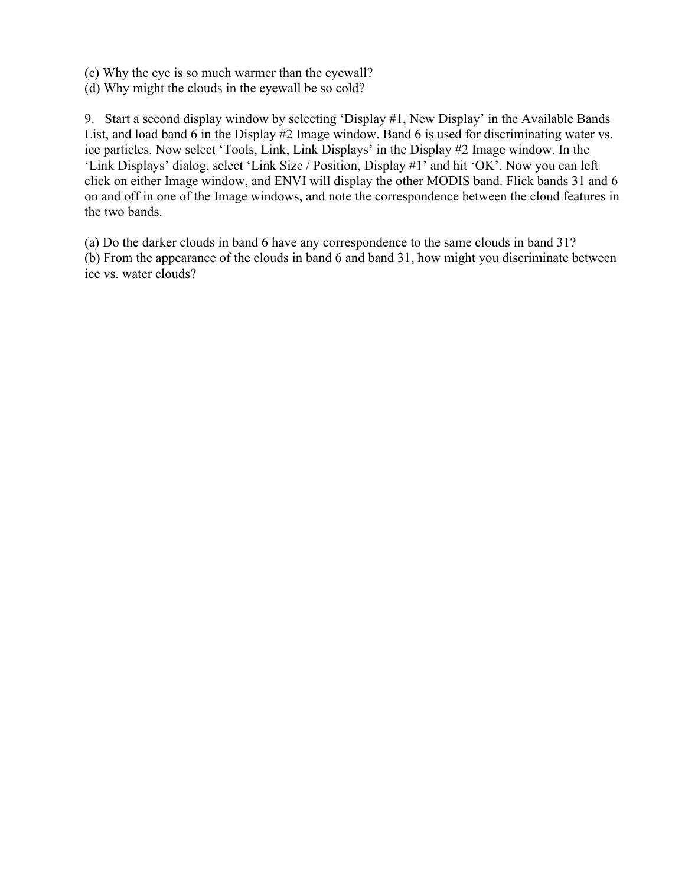(c) Why the eye is so much warmer than the eyewall?
(d) Why might the clouds in the eyewall be so cold?

9. Start a second display window by selecting 'Display #1, New Display' in the Available Bands List, and load band 6 in the Display #2 Image window. Band 6 is used for discriminating water vs. ice particles. Now select 'Tools, Link, Link Displays' in the Display #2 Image window. In the 'Link Displays' dialog, select 'Link Size / Position, Display #1' and hit 'OK'. Now you can left click on either Image window, and ENVI will display the other MODIS band. Flick bands 31 and 6 on and off in one of the Image windows, and note the correspondence between the cloud features in the two bands.

(a) Do the darker clouds in band 6 have any correspondence to the same clouds in band 31?
(b) From the appearance of the clouds in band 6 and band 31, how might you discriminate between ice vs. water clouds?